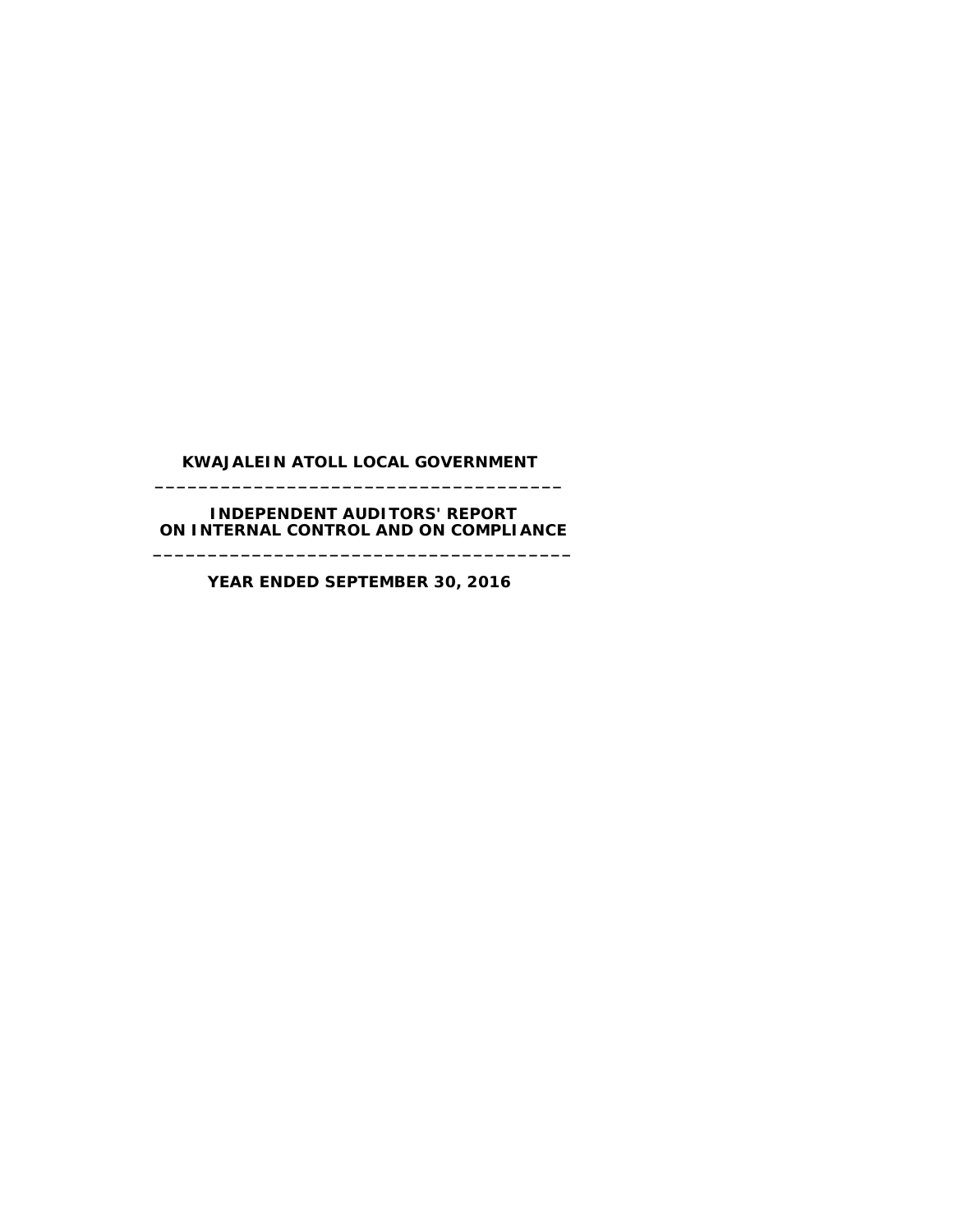# KWAJALEIN ATOLL LOCAL GOVERNMENT

---

## INDEPENDENT AUDITORS' REPORT ON INTERNAL CONTROL AND ON COMPLIANCE

---

### YEAR ENDED SEPTEMBER 30, 2016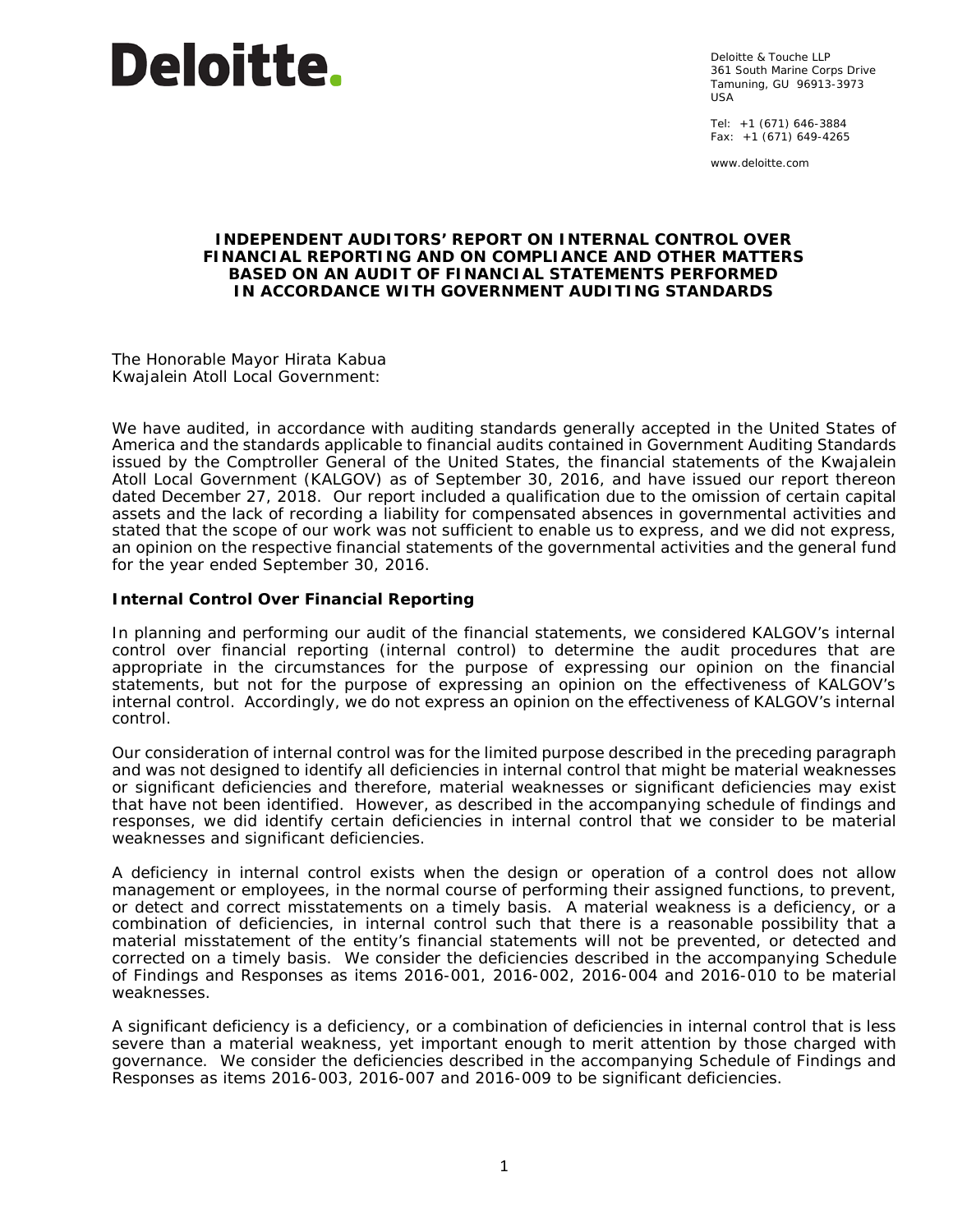Deloitte.

Deloitte & Touche LLP
361 South Marine Corps Drive
Tamuning, GU 96913-3973
USA

Tel: +1 (671) 646-3884
Fax: +1 (671) 649-4265

www.deloitte.com

## INDEPENDENT AUDITORS' REPORT ON INTERNAL CONTROL OVER FINANCIAL REPORTING AND ON COMPLIANCE AND OTHER MATTERS BASED ON AN AUDIT OF FINANCIAL STATEMENTS PERFORMED IN ACCORDANCE WITH GOVERNMENT AUDITING STANDARDS

The Honorable Mayor Hirata Kabua
Kwajalein Atoll Local Government:

We have audited, in accordance with auditing standards generally accepted in the United States of America and the standards applicable to financial audits contained in Government Auditing Standards issued by the Comptroller General of the United States, the financial statements of the Kwajalein Atoll Local Government (KALGOV) as of September 30, 2016, and have issued our report thereon dated December 27, 2018. Our report included a qualification due to the omission of certain capital assets and the lack of recording a liability for compensated absences in governmental activities and stated that the scope of our work was not sufficient to enable us to express, and we did not express, an opinion on the respective financial statements of the governmental activities and the general fund for the year ended September 30, 2016.

### Internal Control Over Financial Reporting

In planning and performing our audit of the financial statements, we considered KALGOV's internal control over financial reporting (internal control) to determine the audit procedures that are appropriate in the circumstances for the purpose of expressing our opinion on the financial statements, but not for the purpose of expressing an opinion on the effectiveness of KALGOV's internal control. Accordingly, we do not express an opinion on the effectiveness of KALGOV's internal control.

Our consideration of internal control was for the limited purpose described in the preceding paragraph and was not designed to identify all deficiencies in internal control that might be material weaknesses or significant deficiencies and therefore, material weaknesses or significant deficiencies may exist that have not been identified. However, as described in the accompanying schedule of findings and responses, we did identify certain deficiencies in internal control that we consider to be material weaknesses and significant deficiencies.

A deficiency in internal control exists when the design or operation of a control does not allow management or employees, in the normal course of performing their assigned functions, to prevent, or detect and correct misstatements on a timely basis. A material weakness is a deficiency, or a combination of deficiencies, in internal control such that there is a reasonable possibility that a material misstatement of the entity's financial statements will not be prevented, or detected and corrected on a timely basis. We consider the deficiencies described in the accompanying Schedule of Findings and Responses as items 2016-001, 2016-002, 2016-004 and 2016-010 to be material weaknesses.

A significant deficiency is a deficiency, or a combination of deficiencies in internal control that is less severe than a material weakness, yet important enough to merit attention by those charged with governance. We consider the deficiencies described in the accompanying Schedule of Findings and Responses as items 2016-003, 2016-007 and 2016-009 to be significant deficiencies.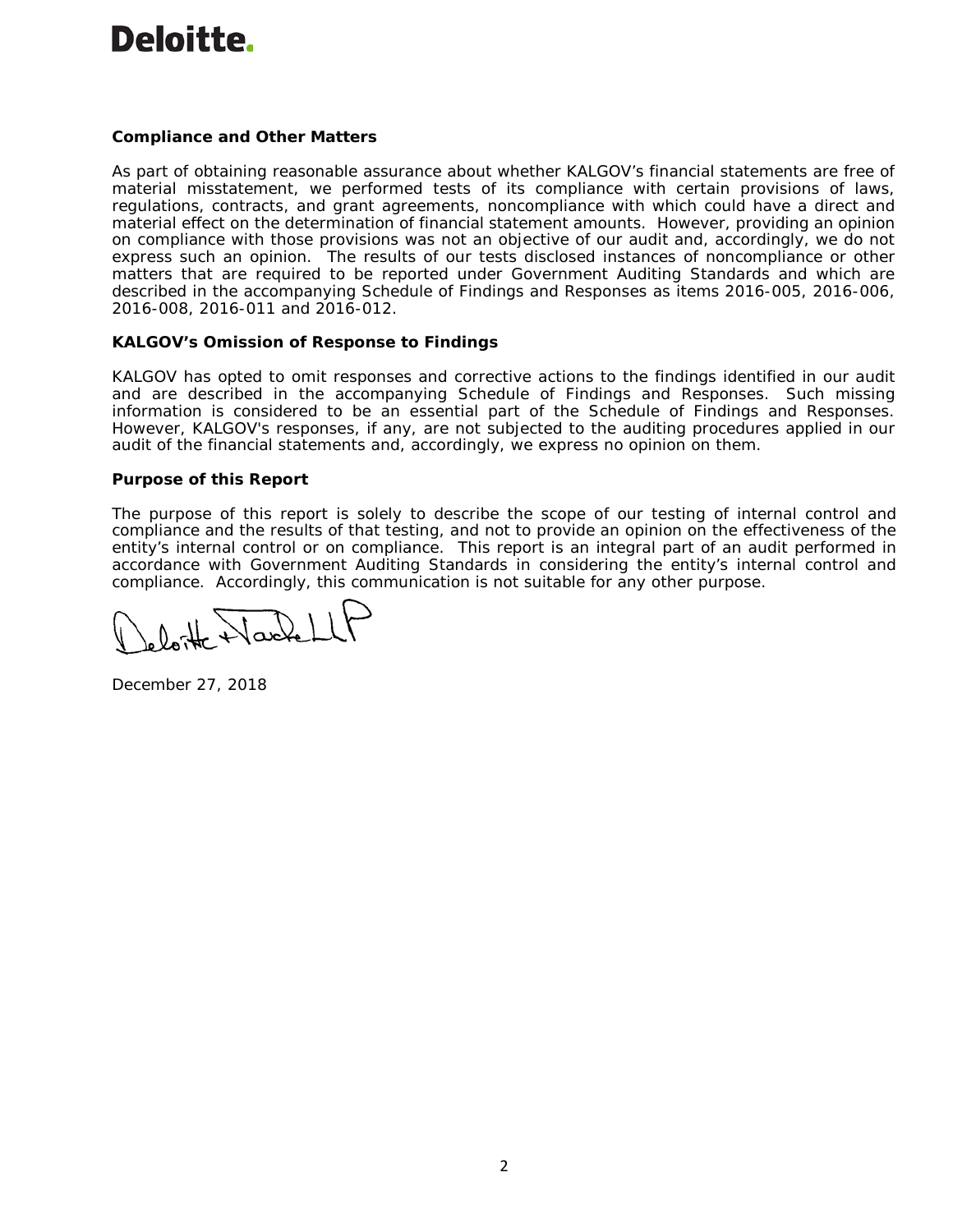**Compliance and Other Matters**

As part of obtaining reasonable assurance about whether KALGOV's financial statements are free of material misstatement, we performed tests of its compliance with certain provisions of laws, regulations, contracts, and grant agreements, noncompliance with which could have a direct and material effect on the determination of financial statement amounts. However, providing an opinion on compliance with those provisions was not an objective of our audit and, accordingly, we do not express such an opinion. The results of our tests disclosed instances of noncompliance or other matters that are required to be reported under Government Auditing Standards and which are described in the accompanying Schedule of Findings and Responses as items 2016-005, 2016-006, 2016-008, 2016-011 and 2016-012.

**KALGOV's Omission of Response to Findings**

KALGOV has opted to omit responses and corrective actions to the findings identified in our audit and are described in the accompanying Schedule of Findings and Responses. Such missing information is considered to be an essential part of the Schedule of Findings and Responses. However, KALGOV's responses, if any, are not subjected to the auditing procedures applied in our audit of the financial statements and, accordingly, we express no opinion on them.

**Purpose of this Report**

The purpose of this report is solely to describe the scope of our testing of internal control and compliance and the results of that testing, and not to provide an opinion on the effectiveness of the entity's internal control or on compliance. This report is an integral part of an audit performed in accordance with Government Auditing Standards in considering the entity's internal control and compliance. Accordingly, this communication is not suitable for any other purpose.

Deloitte & Touche LLP

December 27, 2018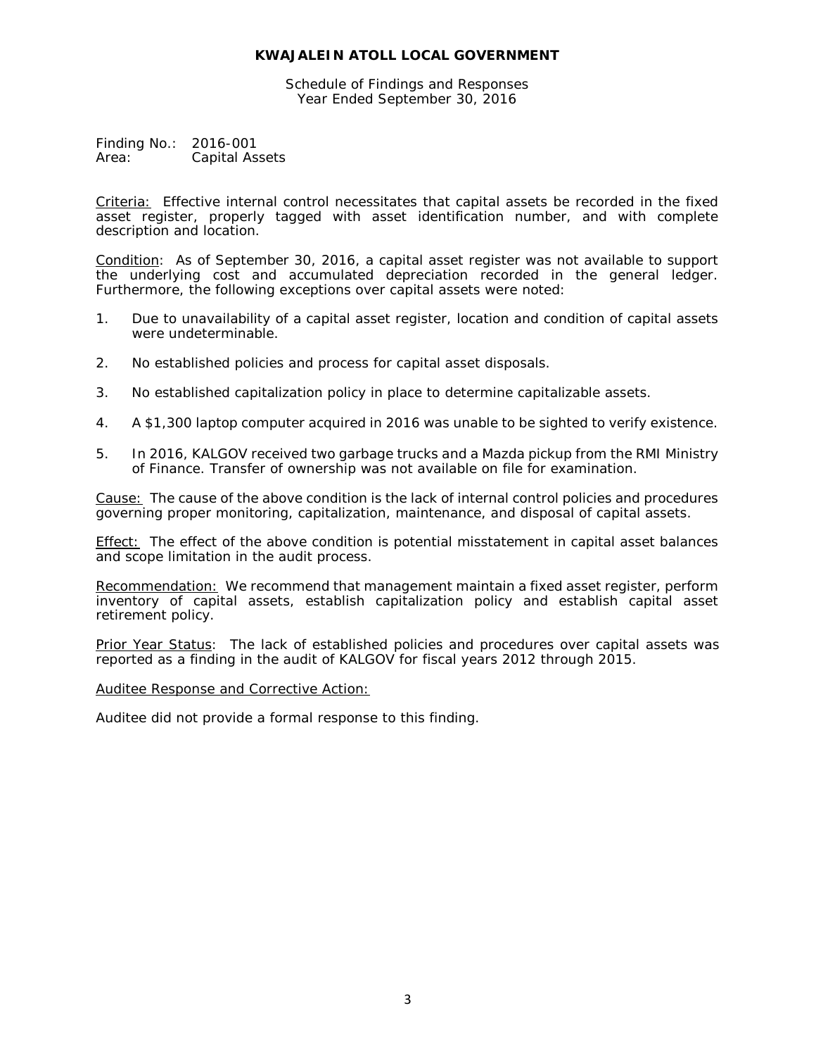**KWAJALEIN ATOLL LOCAL GOVERNMENT**

Schedule of Findings and Responses
Year Ended September 30, 2016

Finding No.: 2016-001
Area: Capital Assets

Criteria: Effective internal control necessitates that capital assets be recorded in the fixed asset register, properly tagged with asset identification number, and with complete description and location.

Condition: As of September 30, 2016, a capital asset register was not available to support the underlying cost and accumulated depreciation recorded in the general ledger. Furthermore, the following exceptions over capital assets were noted:

1. Due to unavailability of a capital asset register, location and condition of capital assets were undeterminable.

2. No established policies and process for capital asset disposals.

3. No established capitalization policy in place to determine capitalizable assets.

4. A $1,300 laptop computer acquired in 2016 was unable to be sighted to verify existence.

5. In 2016, KALGOV received two garbage trucks and a Mazda pickup from the RMI Ministry of Finance. Transfer of ownership was not available on file for examination.

Cause: The cause of the above condition is the lack of internal control policies and procedures governing proper monitoring, capitalization, maintenance, and disposal of capital assets.

Effect: The effect of the above condition is potential misstatement in capital asset balances and scope limitation in the audit process.

Recommendation: We recommend that management maintain a fixed asset register, perform inventory of capital assets, establish capitalization policy and establish capital asset retirement policy.

Prior Year Status: The lack of established policies and procedures over capital assets was reported as a finding in the audit of KALGOV for fiscal years 2012 through 2015.

Auditee Response and Corrective Action:

Auditee did not provide a formal response to this finding.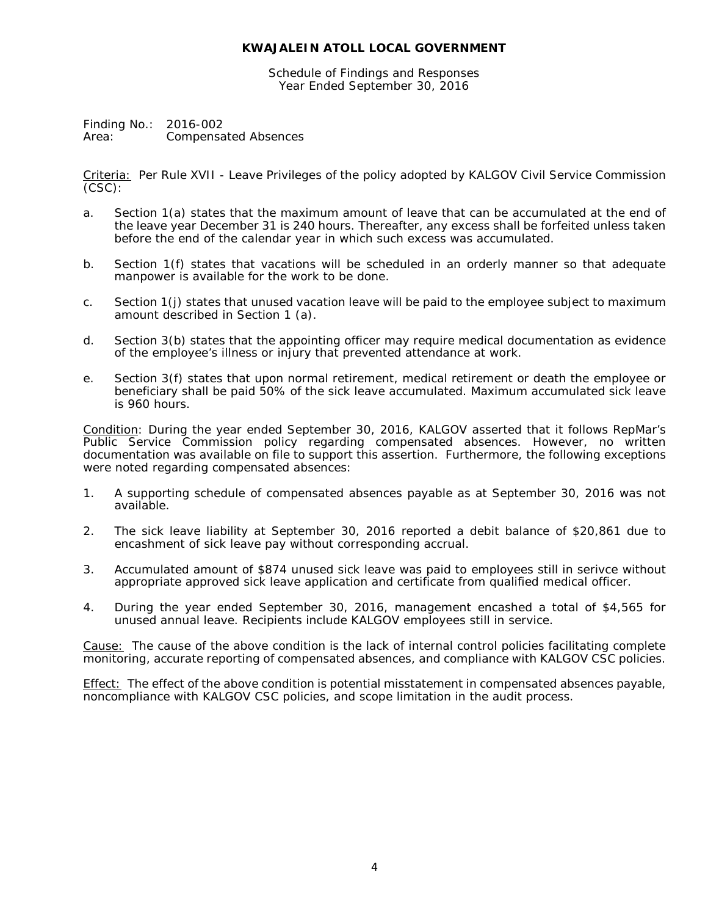**KWAJALEIN ATOLL LOCAL GOVERNMENT**

Schedule of Findings and Responses
Year Ended September 30, 2016

Finding No.: 2016-002
Area: Compensated Absences

Criteria: Per Rule XVII - Leave Privileges of the policy adopted by KALGOV Civil Service Commission (CSC):

a. Section 1(a) states that the maximum amount of leave that can be accumulated at the end of the leave year December 31 is 240 hours. Thereafter, any excess shall be forfeited unless taken before the end of the calendar year in which such excess was accumulated.

b. Section 1(f) states that vacations will be scheduled in an orderly manner so that adequate manpower is available for the work to be done.

c. Section 1(j) states that unused vacation leave will be paid to the employee subject to maximum amount described in Section 1 (a).

d. Section 3(b) states that the appointing officer may require medical documentation as evidence of the employee's illness or injury that prevented attendance at work.

e. Section 3(f) states that upon normal retirement, medical retirement or death the employee or beneficiary shall be paid 50% of the sick leave accumulated. Maximum accumulated sick leave is 960 hours.

Condition: During the year ended September 30, 2016, KALGOV asserted that it follows RepMar's Public Service Commission policy regarding compensated absences. However, no written documentation was available on file to support this assertion. Furthermore, the following exceptions were noted regarding compensated absences:

1. A supporting schedule of compensated absences payable as at September 30, 2016 was not available.

2. The sick leave liability at September 30, 2016 reported a debit balance of $20,861 due to encashment of sick leave pay without corresponding accrual.

3. Accumulated amount of $874 unused sick leave was paid to employees still in serivce without appropriate approved sick leave application and certificate from qualified medical officer.

4. During the year ended September 30, 2016, management encashed a total of $4,565 for unused annual leave. Recipients include KALGOV employees still in service.

Cause: The cause of the above condition is the lack of internal control policies facilitating complete monitoring, accurate reporting of compensated absences, and compliance with KALGOV CSC policies.

Effect: The effect of the above condition is potential misstatement in compensated absences payable, noncompliance with KALGOV CSC policies, and scope limitation in the audit process.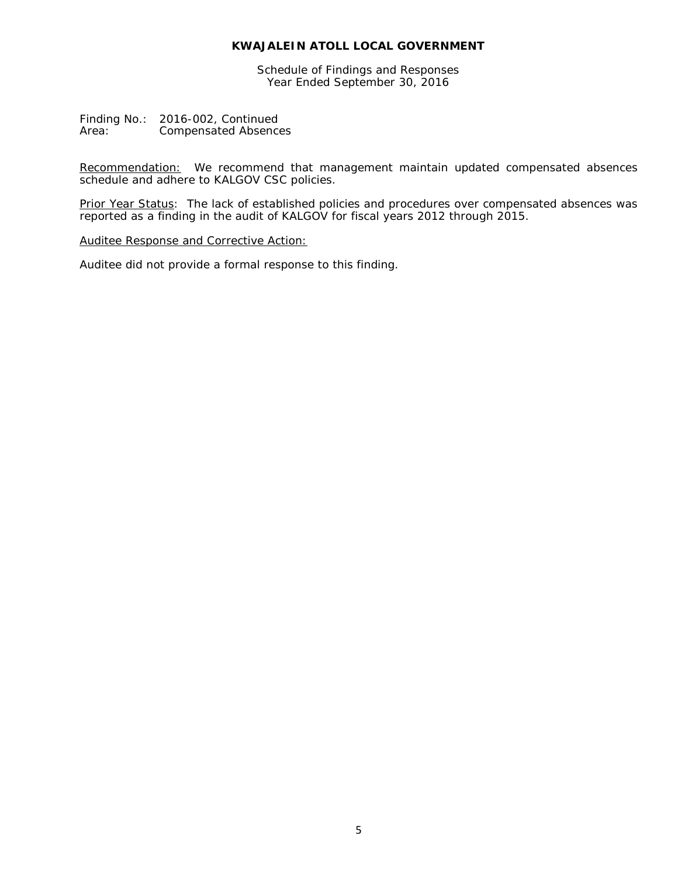# KWAJALEIN ATOLL LOCAL GOVERNMENT

Schedule of Findings and Responses
Year Ended September 30, 2016

Finding No.: 2016-002, Continued
Area: Compensated Absences

Recommendation: We recommend that management maintain updated compensated absences schedule and adhere to KALGOV CSC policies.

Prior Year Status: The lack of established policies and procedures over compensated absences was reported as a finding in the audit of KALGOV for fiscal years 2012 through 2015.

Auditee Response and Corrective Action:

Auditee did not provide a formal response to this finding.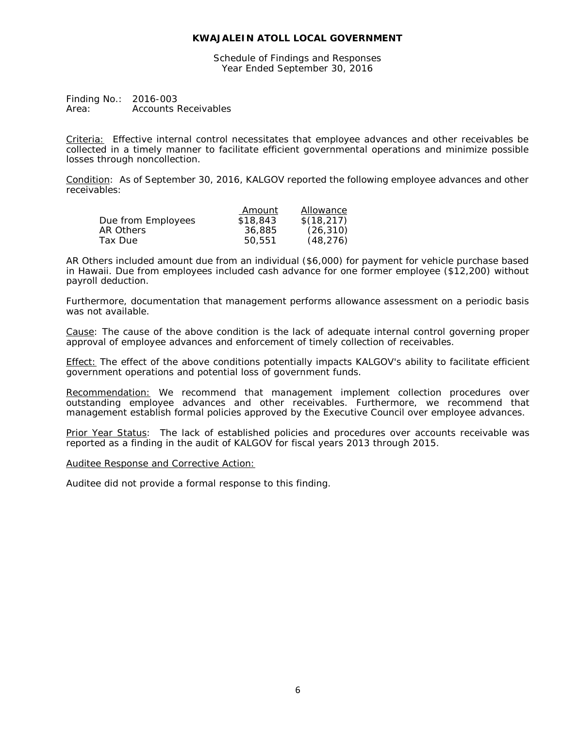**KWAJALEIN ATOLL LOCAL GOVERNMENT**

Schedule of Findings and Responses
Year Ended September 30, 2016

Finding No.: 2016-003
Area: Accounts Receivables

Criteria: Effective internal control necessitates that employee advances and other receivables be collected in a timely manner to facilitate efficient governmental operations and minimize possible losses through noncollection.

Condition: As of September 30, 2016, KALGOV reported the following employee advances and other receivables:

| | Amount | Allowance |
|---|---|---|
| Due from Employees | $18,843 | $(18,217) |
| AR Others | 36,885 | (26,310) |
| Tax Due | 50,551 | (48,276) |

AR Others included amount due from an individual ($6,000) for payment for vehicle purchase based in Hawaii. Due from employees included cash advance for one former employee ($12,200) without payroll deduction.

Furthermore, documentation that management performs allowance assessment on a periodic basis was not available.

Cause: The cause of the above condition is the lack of adequate internal control governing proper approval of employee advances and enforcement of timely collection of receivables.

Effect: The effect of the above conditions potentially impacts KALGOV's ability to facilitate efficient government operations and potential loss of government funds.

Recommendation: We recommend that management implement collection procedures over outstanding employee advances and other receivables. Furthermore, we recommend that management establish formal policies approved by the Executive Council over employee advances.

Prior Year Status: The lack of established policies and procedures over accounts receivable was reported as a finding in the audit of KALGOV for fiscal years 2013 through 2015.

Auditee Response and Corrective Action:

Auditee did not provide a formal response to this finding.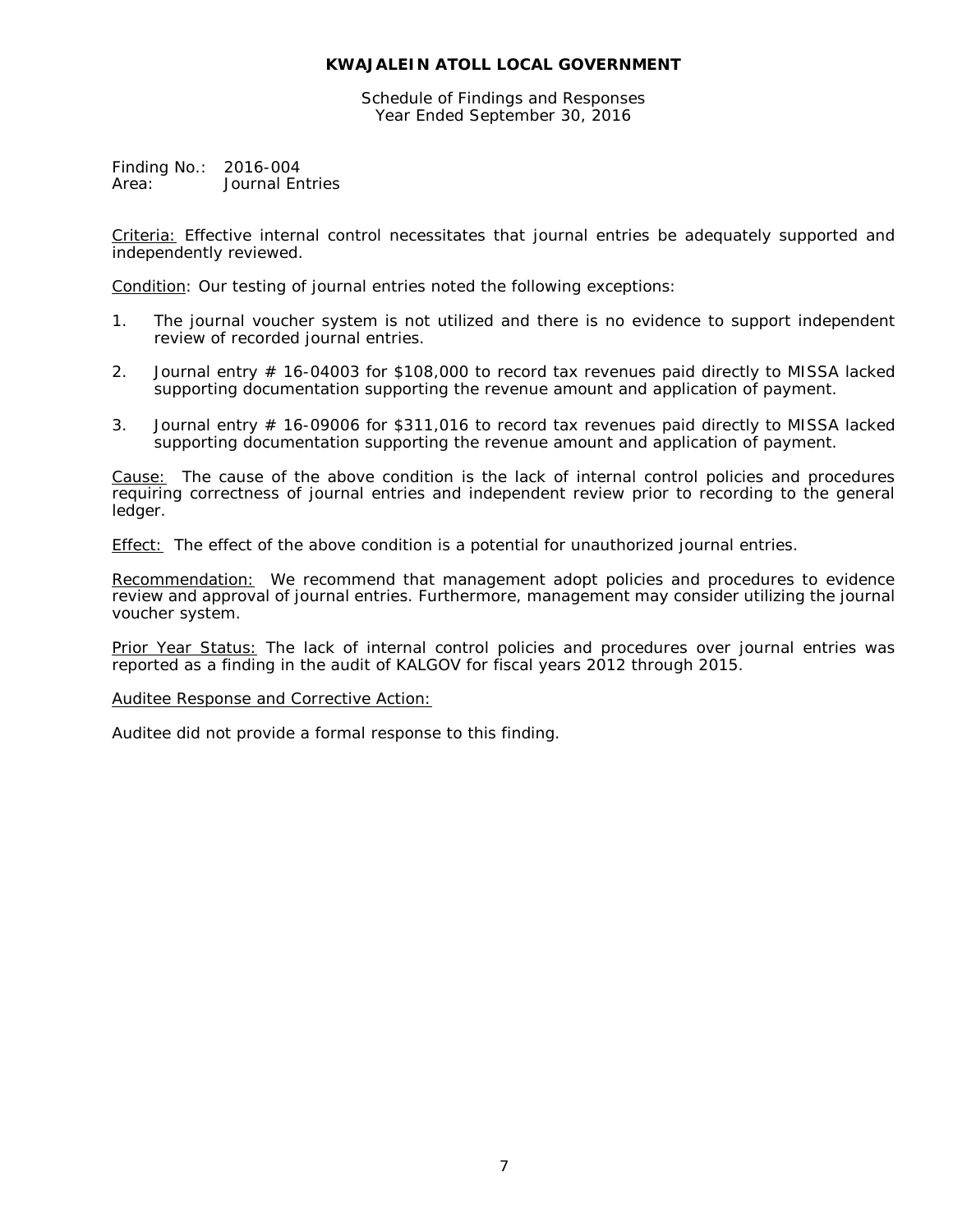**KWAJALEIN ATOLL LOCAL GOVERNMENT**

Schedule of Findings and Responses
Year Ended September 30, 2016

Finding No.: 2016-004
Area: Journal Entries

Criteria: Effective internal control necessitates that journal entries be adequately supported and independently reviewed.

Condition: Our testing of journal entries noted the following exceptions:

1. The journal voucher system is not utilized and there is no evidence to support independent review of recorded journal entries.

2. Journal entry # 16-04003 for $108,000 to record tax revenues paid directly to MISSA lacked supporting documentation supporting the revenue amount and application of payment.

3. Journal entry # 16-09006 for $311,016 to record tax revenues paid directly to MISSA lacked supporting documentation supporting the revenue amount and application of payment.

Cause: The cause of the above condition is the lack of internal control policies and procedures requiring correctness of journal entries and independent review prior to recording to the general ledger.

Effect: The effect of the above condition is a potential for unauthorized journal entries.

Recommendation: We recommend that management adopt policies and procedures to evidence review and approval of journal entries. Furthermore, management may consider utilizing the journal voucher system.

Prior Year Status: The lack of internal control policies and procedures over journal entries was reported as a finding in the audit of KALGOV for fiscal years 2012 through 2015.

Auditee Response and Corrective Action:

Auditee did not provide a formal response to this finding.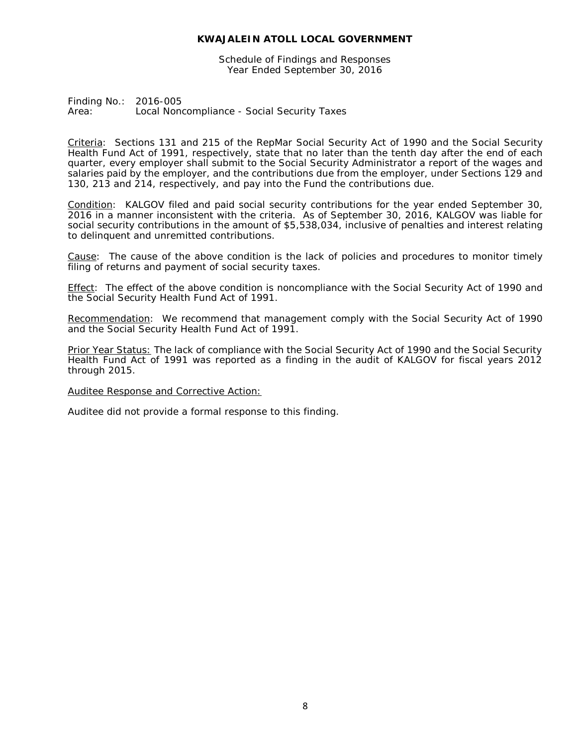**KWAJALEIN ATOLL LOCAL GOVERNMENT**

Schedule of Findings and Responses
Year Ended September 30, 2016

Finding No.: 2016-005
Area: Local Noncompliance - Social Security Taxes

Criteria: Sections 131 and 215 of the RepMar Social Security Act of 1990 and the Social Security Health Fund Act of 1991, respectively, state that no later than the tenth day after the end of each quarter, every employer shall submit to the Social Security Administrator a report of the wages and salaries paid by the employer, and the contributions due from the employer, under Sections 129 and 130, 213 and 214, respectively, and pay into the Fund the contributions due.

Condition: KALGOV filed and paid social security contributions for the year ended September 30, 2016 in a manner inconsistent with the criteria. As of September 30, 2016, KALGOV was liable for social security contributions in the amount of $5,538,034, inclusive of penalties and interest relating to delinquent and unremitted contributions.

Cause: The cause of the above condition is the lack of policies and procedures to monitor timely filing of returns and payment of social security taxes.

Effect: The effect of the above condition is noncompliance with the Social Security Act of 1990 and the Social Security Health Fund Act of 1991.

Recommendation: We recommend that management comply with the Social Security Act of 1990 and the Social Security Health Fund Act of 1991.

Prior Year Status: The lack of compliance with the Social Security Act of 1990 and the Social Security Health Fund Act of 1991 was reported as a finding in the audit of KALGOV for fiscal years 2012 through 2015.

Auditee Response and Corrective Action:

Auditee did not provide a formal response to this finding.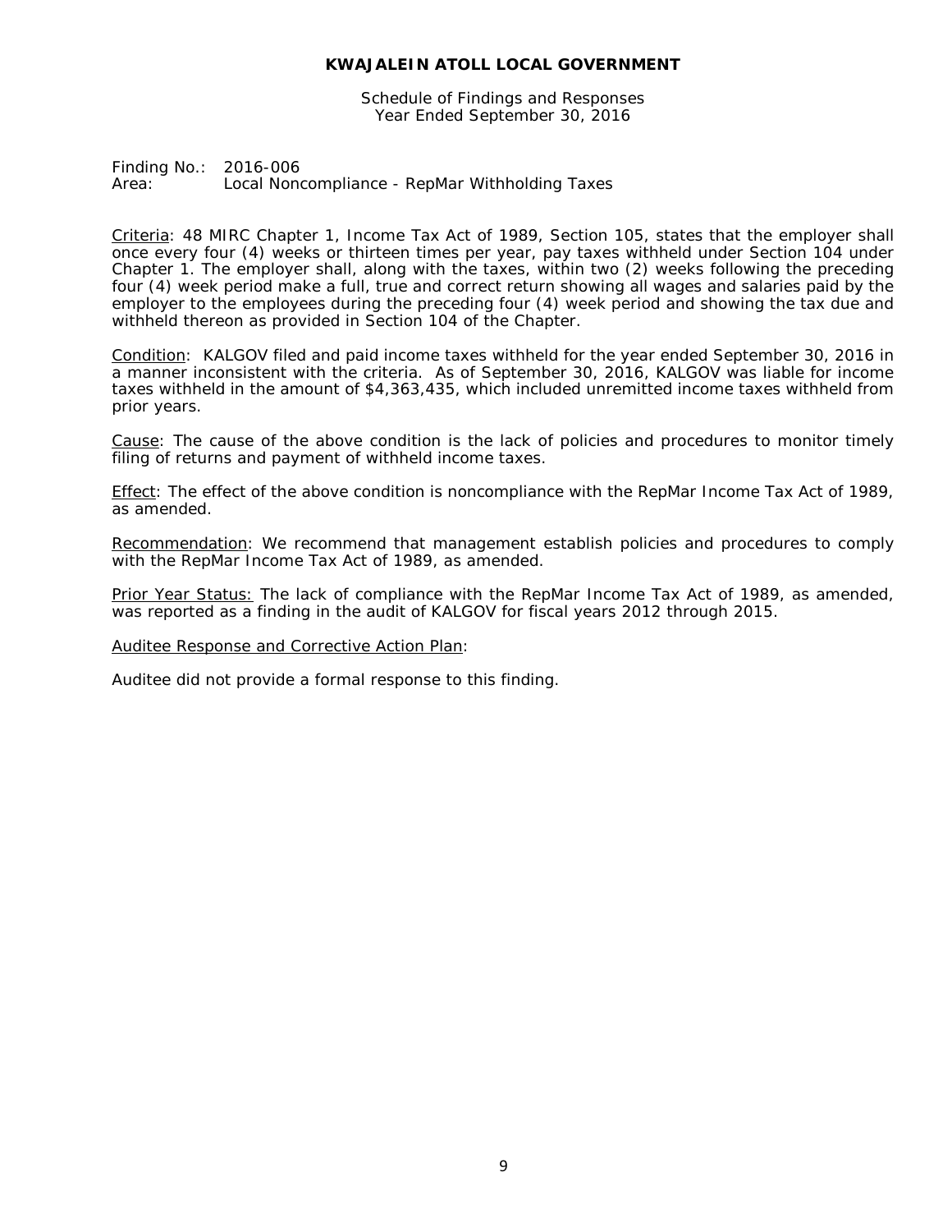**KWAJALEIN ATOLL LOCAL GOVERNMENT**

Schedule of Findings and Responses
Year Ended September 30, 2016

Finding No.: 2016-006
Area: Local Noncompliance - RepMar Withholding Taxes

Criteria: 48 MIRC Chapter 1, Income Tax Act of 1989, Section 105, states that the employer shall once every four (4) weeks or thirteen times per year, pay taxes withheld under Section 104 under Chapter 1. The employer shall, along with the taxes, within two (2) weeks following the preceding four (4) week period make a full, true and correct return showing all wages and salaries paid by the employer to the employees during the preceding four (4) week period and showing the tax due and withheld thereon as provided in Section 104 of the Chapter.

Condition: KALGOV filed and paid income taxes withheld for the year ended September 30, 2016 in a manner inconsistent with the criteria. As of September 30, 2016, KALGOV was liable for income taxes withheld in the amount of $4,363,435, which included unremitted income taxes withheld from prior years.

Cause: The cause of the above condition is the lack of policies and procedures to monitor timely filing of returns and payment of withheld income taxes.

Effect: The effect of the above condition is noncompliance with the RepMar Income Tax Act of 1989, as amended.

Recommendation: We recommend that management establish policies and procedures to comply with the RepMar Income Tax Act of 1989, as amended.

Prior Year Status: The lack of compliance with the RepMar Income Tax Act of 1989, as amended, was reported as a finding in the audit of KALGOV for fiscal years 2012 through 2015.

Auditee Response and Corrective Action Plan:

Auditee did not provide a formal response to this finding.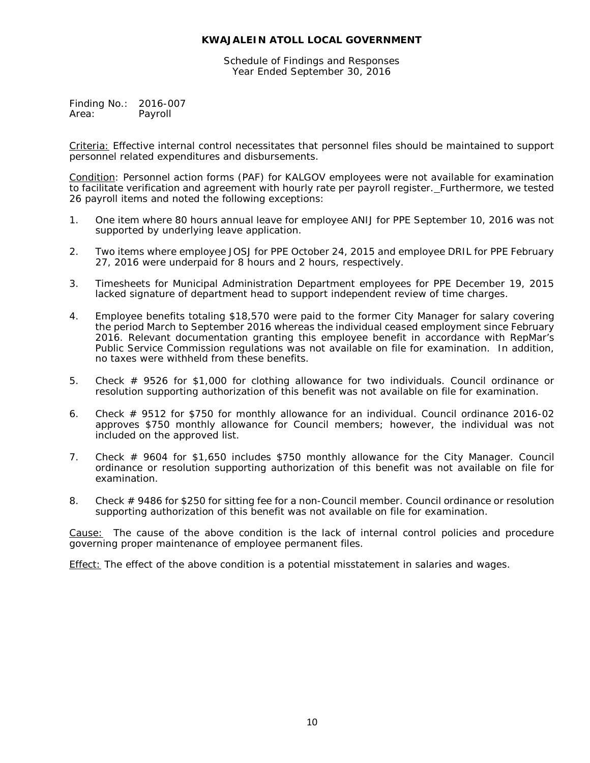**KWAJALEIN ATOLL LOCAL GOVERNMENT**

Schedule of Findings and Responses
Year Ended September 30, 2016

Finding No.: 2016-007
Area: Payroll

Criteria: Effective internal control necessitates that personnel files should be maintained to support personnel related expenditures and disbursements.

Condition: Personnel action forms (PAF) for KALGOV employees were not available for examination to facilitate verification and agreement with hourly rate per payroll register. Furthermore, we tested 26 payroll items and noted the following exceptions:

1. One item where 80 hours annual leave for employee ANIJ for PPE September 10, 2016 was not supported by underlying leave application.

2. Two items where employee JOSJ for PPE October 24, 2015 and employee DRIL for PPE February 27, 2016 were underpaid for 8 hours and 2 hours, respectively.

3. Timesheets for Municipal Administration Department employees for PPE December 19, 2015 lacked signature of department head to support independent review of time charges.

4. Employee benefits totaling $18,570 were paid to the former City Manager for salary covering the period March to September 2016 whereas the individual ceased employment since February 2016. Relevant documentation granting this employee benefit in accordance with RepMar's Public Service Commission regulations was not available on file for examination. In addition, no taxes were withheld from these benefits.

5. Check # 9526 for $1,000 for clothing allowance for two individuals. Council ordinance or resolution supporting authorization of this benefit was not available on file for examination.

6. Check # 9512 for $750 for monthly allowance for an individual. Council ordinance 2016-02 approves $750 monthly allowance for Council members; however, the individual was not included on the approved list.

7. Check # 9604 for $1,650 includes $750 monthly allowance for the City Manager. Council ordinance or resolution supporting authorization of this benefit was not available on file for examination.

8. Check # 9486 for $250 for sitting fee for a non-Council member. Council ordinance or resolution supporting authorization of this benefit was not available on file for examination.

Cause: The cause of the above condition is the lack of internal control policies and procedure governing proper maintenance of employee permanent files.

Effect: The effect of the above condition is a potential misstatement in salaries and wages.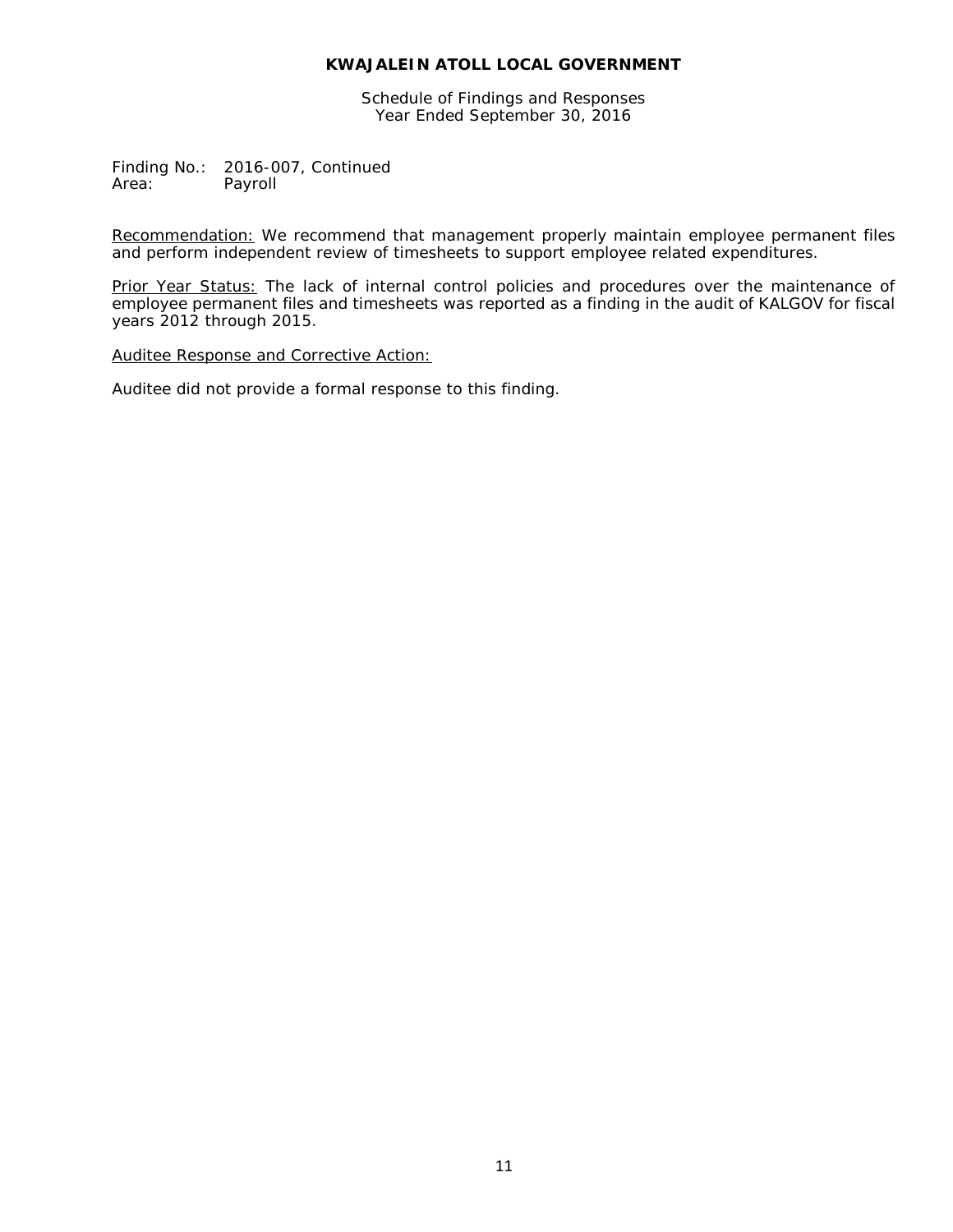**KWAJALEIN ATOLL LOCAL GOVERNMENT**

Schedule of Findings and Responses
Year Ended September 30, 2016

Finding No.: 2016-007, Continued
Area: Payroll

Recommendation: We recommend that management properly maintain employee permanent files and perform independent review of timesheets to support employee related expenditures.

Prior Year Status: The lack of internal control policies and procedures over the maintenance of employee permanent files and timesheets was reported as a finding in the audit of KALGOV for fiscal years 2012 through 2015.

Auditee Response and Corrective Action:

Auditee did not provide a formal response to this finding.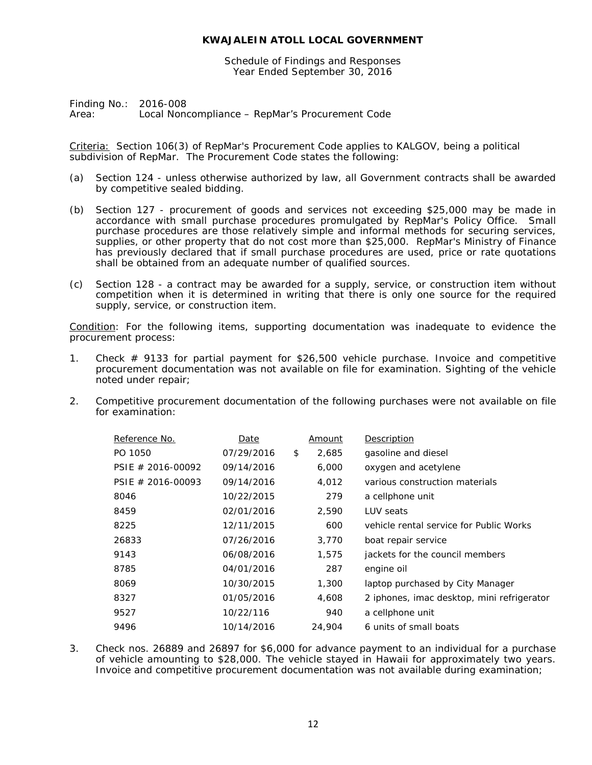**KWAJALEIN ATOLL LOCAL GOVERNMENT**

Schedule of Findings and Responses
Year Ended September 30, 2016

Finding No.: 2016-008
Area: Local Noncompliance – RepMar's Procurement Code

Criteria: Section 106(3) of RepMar's Procurement Code applies to KALGOV, being a political subdivision of RepMar. The Procurement Code states the following:

(a) Section 124 - unless otherwise authorized by law, all Government contracts shall be awarded by competitive sealed bidding.

(b) Section 127 - procurement of goods and services not exceeding $25,000 may be made in accordance with small purchase procedures promulgated by RepMar's Policy Office. Small purchase procedures are those relatively simple and informal methods for securing services, supplies, or other property that do not cost more than $25,000. RepMar's Ministry of Finance has previously declared that if small purchase procedures are used, price or rate quotations shall be obtained from an adequate number of qualified sources.

(c) Section 128 - a contract may be awarded for a supply, service, or construction item without competition when it is determined in writing that there is only one source for the required supply, service, or construction item.

Condition: For the following items, supporting documentation was inadequate to evidence the procurement process:

1. Check # 9133 for partial payment for $26,500 vehicle purchase. Invoice and competitive procurement documentation was not available on file for examination. Sighting of the vehicle noted under repair;

2. Competitive procurement documentation of the following purchases were not available on file for examination:

| Reference No. | Date | Amount | Description |
|---|---|---|---|
| PO 1050 | 07/29/2016 | $ 2,685 | gasoline and diesel |
| PSIE # 2016-00092 | 09/14/2016 | 6,000 | oxygen and acetylene |
| PSIE # 2016-00093 | 09/14/2016 | 4,012 | various construction materials |
| 8046 | 10/22/2015 | 279 | a cellphone unit |
| 8459 | 02/01/2016 | 2,590 | LUV seats |
| 8225 | 12/11/2015 | 600 | vehicle rental service for Public Works |
| 26833 | 07/26/2016 | 3,770 | boat repair service |
| 9143 | 06/08/2016 | 1,575 | jackets for the council members |
| 8785 | 04/01/2016 | 287 | engine oil |
| 8069 | 10/30/2015 | 1,300 | laptop purchased by City Manager |
| 8327 | 01/05/2016 | 4,608 | 2 iphones, imac desktop, mini refrigerator |
| 9527 | 10/22/116 | 940 | a cellphone unit |
| 9496 | 10/14/2016 | 24,904 | 6 units of small boats |

3. Check nos. 26889 and 26897 for $6,000 for advance payment to an individual for a purchase of vehicle amounting to $28,000. The vehicle stayed in Hawaii for approximately two years. Invoice and competitive procurement documentation was not available during examination;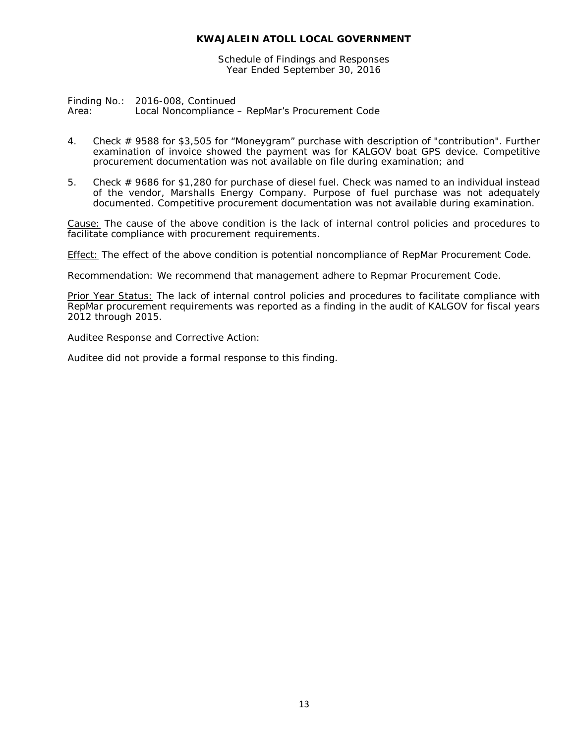# KWAJALEIN ATOLL LOCAL GOVERNMENT

Schedule of Findings and Responses
Year Ended September 30, 2016

Finding No.: 2016-008, Continued
Area: Local Noncompliance – RepMar's Procurement Code

4. Check # 9588 for $3,505 for "Moneygram" purchase with description of "contribution". Further examination of invoice showed the payment was for KALGOV boat GPS device. Competitive procurement documentation was not available on file during examination; and

5. Check # 9686 for $1,280 for purchase of diesel fuel. Check was named to an individual instead of the vendor, Marshalls Energy Company. Purpose of fuel purchase was not adequately documented. Competitive procurement documentation was not available during examination.

<u>Cause:</u> The cause of the above condition is the lack of internal control policies and procedures to facilitate compliance with procurement requirements.

<u>Effect:</u> The effect of the above condition is potential noncompliance of RepMar Procurement Code.

<u>Recommendation:</u> We recommend that management adhere to Repmar Procurement Code.

<u>Prior Year Status:</u> The lack of internal control policies and procedures to facilitate compliance with RepMar procurement requirements was reported as a finding in the audit of KALGOV for fiscal years 2012 through 2015.

<u>Auditee Response and Corrective Action</u>:

Auditee did not provide a formal response to this finding.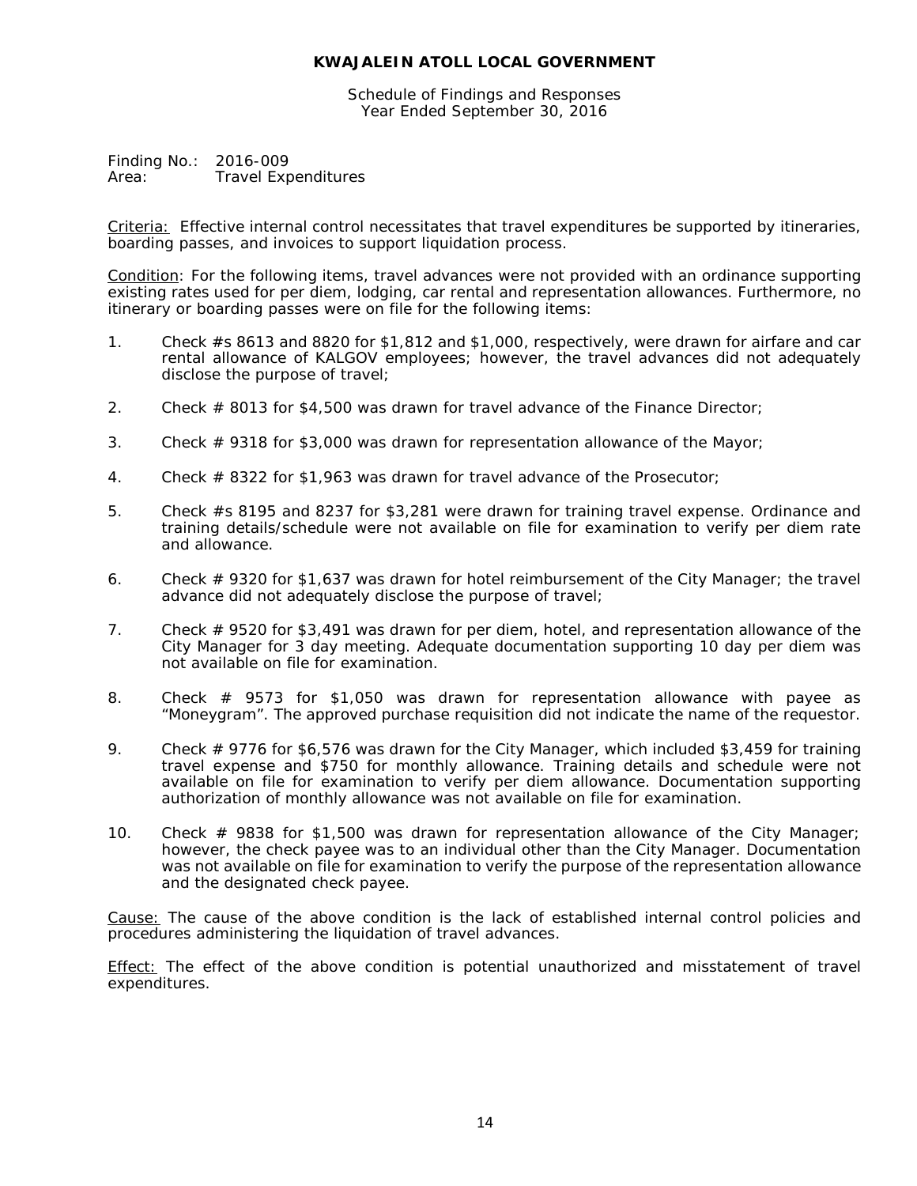**KWAJALEIN ATOLL LOCAL GOVERNMENT**

Schedule of Findings and Responses
Year Ended September 30, 2016

Finding No.: 2016-009
Area: Travel Expenditures

Criteria: Effective internal control necessitates that travel expenditures be supported by itineraries, boarding passes, and invoices to support liquidation process.

Condition: For the following items, travel advances were not provided with an ordinance supporting existing rates used for per diem, lodging, car rental and representation allowances. Furthermore, no itinerary or boarding passes were on file for the following items:

1. Check #s 8613 and 8820 for $1,812 and $1,000, respectively, were drawn for airfare and car rental allowance of KALGOV employees; however, the travel advances did not adequately disclose the purpose of travel;

2. Check # 8013 for $4,500 was drawn for travel advance of the Finance Director;

3. Check # 9318 for $3,000 was drawn for representation allowance of the Mayor;

4. Check # 8322 for $1,963 was drawn for travel advance of the Prosecutor;

5. Check #s 8195 and 8237 for $3,281 were drawn for training travel expense. Ordinance and training details/schedule were not available on file for examination to verify per diem rate and allowance.

6. Check # 9320 for $1,637 was drawn for hotel reimbursement of the City Manager; the travel advance did not adequately disclose the purpose of travel;

7. Check # 9520 for $3,491 was drawn for per diem, hotel, and representation allowance of the City Manager for 3 day meeting. Adequate documentation supporting 10 day per diem was not available on file for examination.

8. Check # 9573 for $1,050 was drawn for representation allowance with payee as "Moneygram". The approved purchase requisition did not indicate the name of the requestor.

9. Check # 9776 for $6,576 was drawn for the City Manager, which included $3,459 for training travel expense and $750 for monthly allowance. Training details and schedule were not available on file for examination to verify per diem allowance. Documentation supporting authorization of monthly allowance was not available on file for examination.

10. Check # 9838 for $1,500 was drawn for representation allowance of the City Manager; however, the check payee was to an individual other than the City Manager. Documentation was not available on file for examination to verify the purpose of the representation allowance and the designated check payee.

Cause: The cause of the above condition is the lack of established internal control policies and procedures administering the liquidation of travel advances.

Effect: The effect of the above condition is potential unauthorized and misstatement of travel expenditures.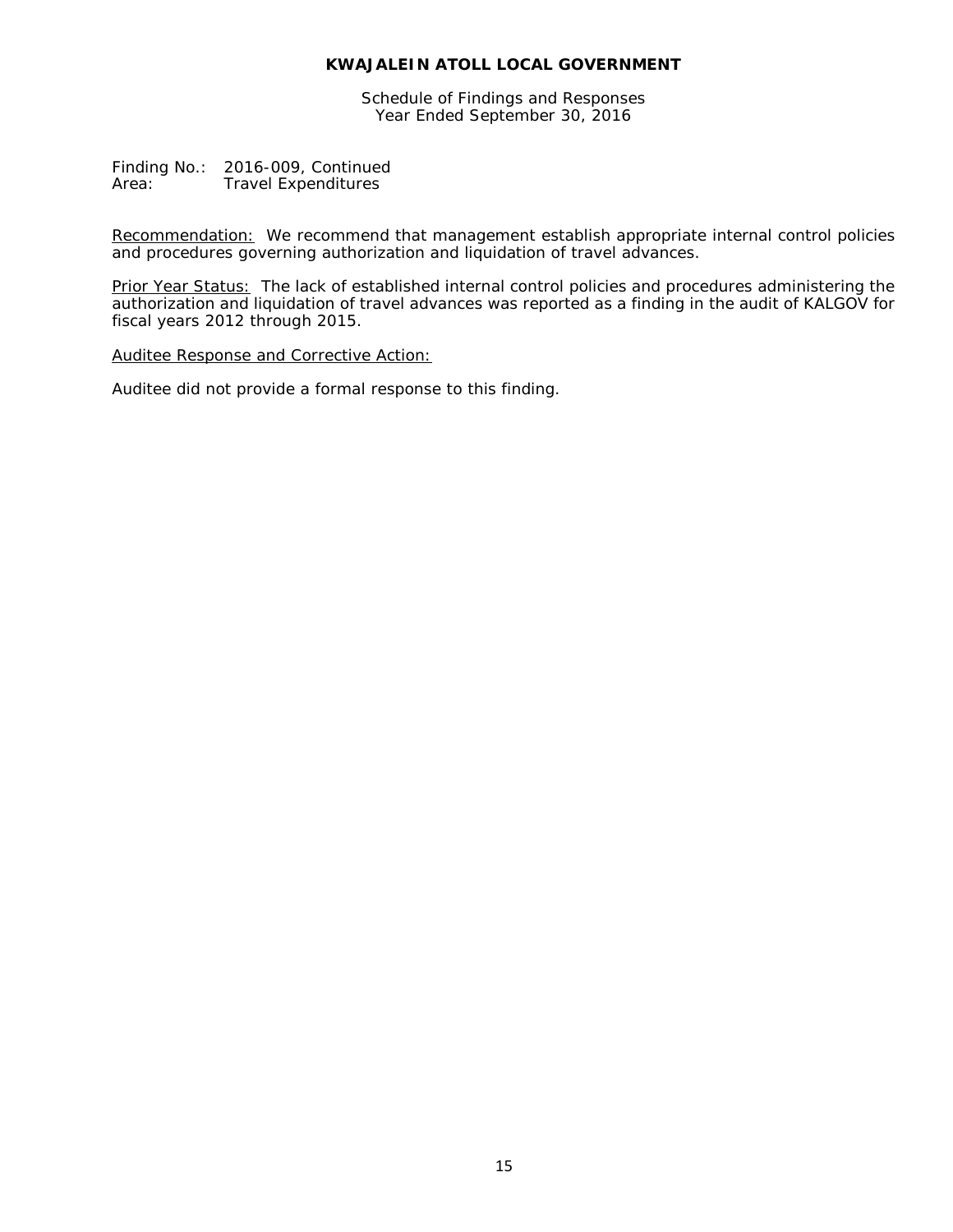Finding No.: 2016-009, Continued
Area: Travel Expenditures

Recommendation: We recommend that management establish appropriate internal control policies and procedures governing authorization and liquidation of travel advances.

Prior Year Status: The lack of established internal control policies and procedures administering the authorization and liquidation of travel advances was reported as a finding in the audit of KALGOV for fiscal years 2012 through 2015.

Auditee Response and Corrective Action:

Auditee did not provide a formal response to this finding.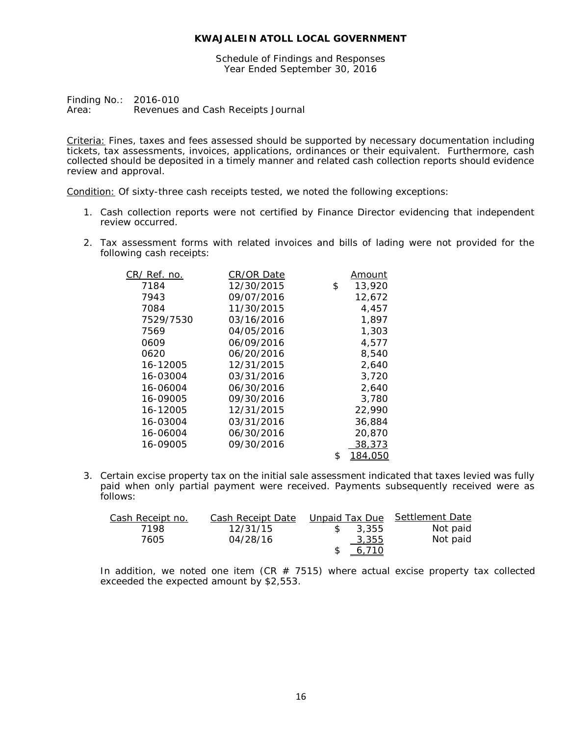**KWAJALEIN ATOLL LOCAL GOVERNMENT**

Schedule of Findings and Responses
Year Ended September 30, 2016

Finding No.: 2016-010
Area: Revenues and Cash Receipts Journal

Criteria: Fines, taxes and fees assessed should be supported by necessary documentation including tickets, tax assessments, invoices, applications, ordinances or their equivalent. Furthermore, cash collected should be deposited in a timely manner and related cash collection reports should evidence review and approval.

Condition: Of sixty-three cash receipts tested, we noted the following exceptions:

1. Cash collection reports were not certified by Finance Director evidencing that independent review occurred.

2. Tax assessment forms with related invoices and bills of lading were not provided for the following cash receipts:

| CR/ Ref. no. | CR/OR Date | Amount |
|---|---|---|
| 7184 | 12/30/2015 | $ 13,920 |
| 7943 | 09/07/2016 | 12,672 |
| 7084 | 11/30/2015 | 4,457 |
| 7529/7530 | 03/16/2016 | 1,897 |
| 7569 | 04/05/2016 | 1,303 |
| 0609 | 06/09/2016 | 4,577 |
| 0620 | 06/20/2016 | 8,540 |
| 16-12005 | 12/31/2015 | 2,640 |
| 16-03004 | 03/31/2016 | 3,720 |
| 16-06004 | 06/30/2016 | 2,640 |
| 16-09005 | 09/30/2016 | 3,780 |
| 16-12005 | 12/31/2015 | 22,990 |
| 16-03004 | 03/31/2016 | 36,884 |
| 16-06004 | 06/30/2016 | 20,870 |
| 16-09005 | 09/30/2016 | 38,373 |
| | | $ 184,050 |

3. Certain excise property tax on the initial sale assessment indicated that taxes levied was fully paid when only partial payment were received. Payments subsequently received were as follows:

| Cash Receipt no. | Cash Receipt Date | Unpaid Tax Due | Settlement Date |
|---|---|---|---|
| 7198 | 12/31/15 | $ 3,355 | Not paid |
| 7605 | 04/28/16 | 3,355 | Not paid |
| | | $ 6,710 | |

In addition, we noted one item (CR # 7515) where actual excise property tax collected exceeded the expected amount by $2,553.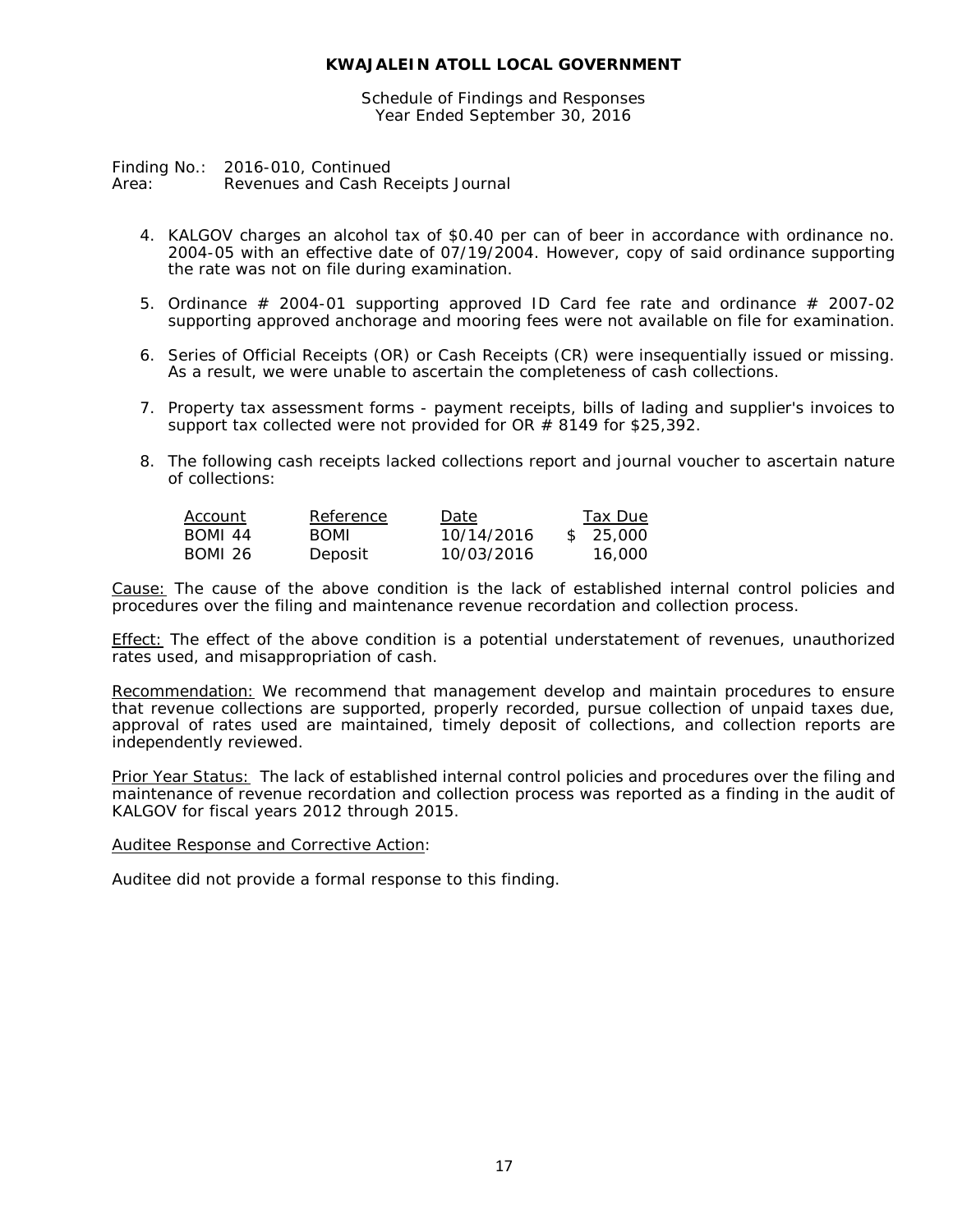**KWAJALEIN ATOLL LOCAL GOVERNMENT**

Schedule of Findings and Responses
Year Ended September 30, 2016

Finding No.: 2016-010, Continued
Area: Revenues and Cash Receipts Journal

4. KALGOV charges an alcohol tax of $0.40 per can of beer in accordance with ordinance no. 2004-05 with an effective date of 07/19/2004. However, copy of said ordinance supporting the rate was not on file during examination.

5. Ordinance # 2004-01 supporting approved ID Card fee rate and ordinance # 2007-02 supporting approved anchorage and mooring fees were not available on file for examination.

6. Series of Official Receipts (OR) or Cash Receipts (CR) were insequentially issued or missing. As a result, we were unable to ascertain the completeness of cash collections.

7. Property tax assessment forms - payment receipts, bills of lading and supplier's invoices to support tax collected were not provided for OR # 8149 for $25,392.

8. The following cash receipts lacked collections report and journal voucher to ascertain nature of collections:

| Account | Reference | Date | Tax Due |
|---|---|---|---|
| BOMI 44 | BOMI | 10/14/2016 | $ 25,000 |
| BOMI 26 | Deposit | 10/03/2016 | 16,000 |

Cause: The cause of the above condition is the lack of established internal control policies and procedures over the filing and maintenance revenue recordation and collection process.

Effect: The effect of the above condition is a potential understatement of revenues, unauthorized rates used, and misappropriation of cash.

Recommendation: We recommend that management develop and maintain procedures to ensure that revenue collections are supported, properly recorded, pursue collection of unpaid taxes due, approval of rates used are maintained, timely deposit of collections, and collection reports are independently reviewed.

Prior Year Status: The lack of established internal control policies and procedures over the filing and maintenance of revenue recordation and collection process was reported as a finding in the audit of KALGOV for fiscal years 2012 through 2015.

Auditee Response and Corrective Action:

Auditee did not provide a formal response to this finding.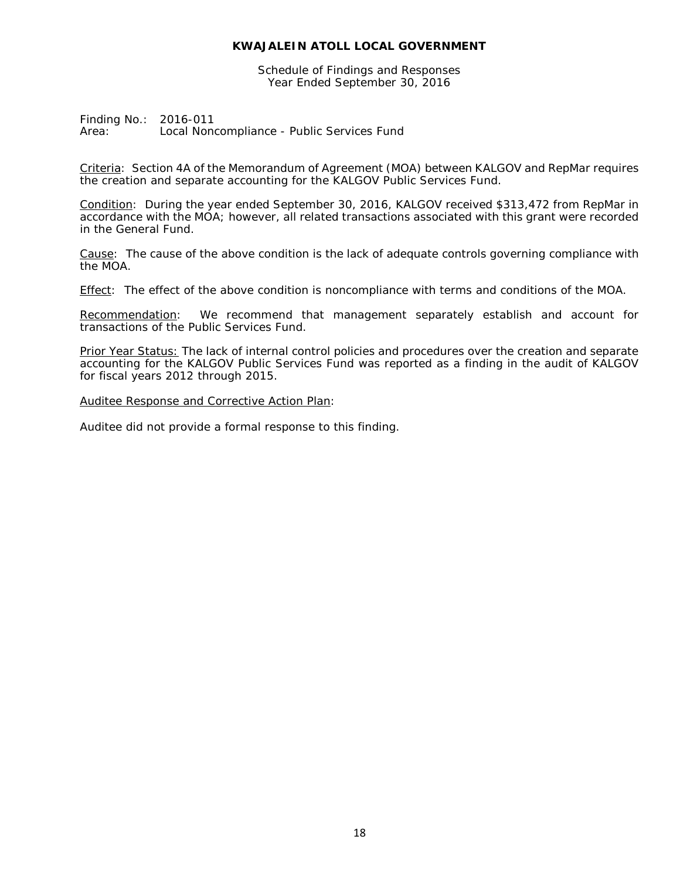**KWAJALEIN ATOLL LOCAL GOVERNMENT**

Schedule of Findings and Responses
Year Ended September 30, 2016

Finding No.: 2016-011
Area: Local Noncompliance - Public Services Fund

Criteria: Section 4A of the Memorandum of Agreement (MOA) between KALGOV and RepMar requires the creation and separate accounting for the KALGOV Public Services Fund.

Condition: During the year ended September 30, 2016, KALGOV received $313,472 from RepMar in accordance with the MOA; however, all related transactions associated with this grant were recorded in the General Fund.

Cause: The cause of the above condition is the lack of adequate controls governing compliance with the MOA.

Effect: The effect of the above condition is noncompliance with terms and conditions of the MOA.

Recommendation: We recommend that management separately establish and account for transactions of the Public Services Fund.

Prior Year Status: The lack of internal control policies and procedures over the creation and separate accounting for the KALGOV Public Services Fund was reported as a finding in the audit of KALGOV for fiscal years 2012 through 2015.

Auditee Response and Corrective Action Plan:

Auditee did not provide a formal response to this finding.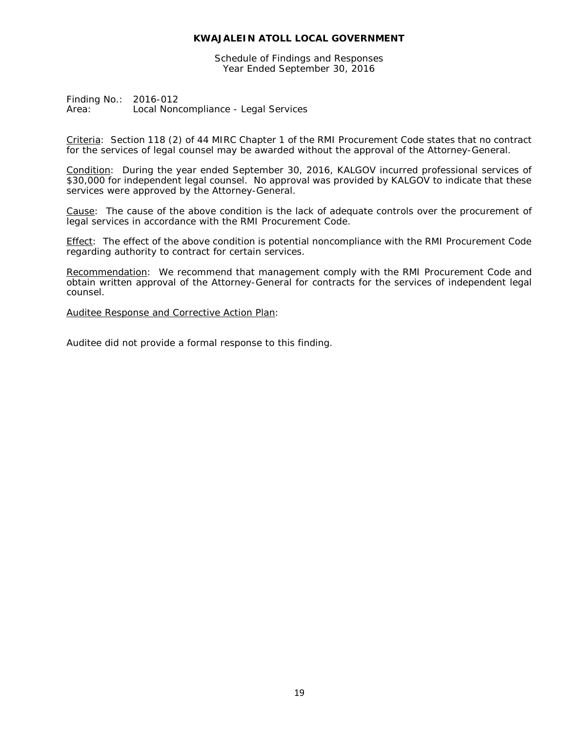# KWAJALEIN ATOLL LOCAL GOVERNMENT

Schedule of Findings and Responses
Year Ended September 30, 2016

Finding No.: 2016-012
Area: Local Noncompliance - Legal Services

Criteria: Section 118 (2) of 44 MIRC Chapter 1 of the RMI Procurement Code states that no contract for the services of legal counsel may be awarded without the approval of the Attorney-General.

Condition: During the year ended September 30, 2016, KALGOV incurred professional services of $30,000 for independent legal counsel. No approval was provided by KALGOV to indicate that these services were approved by the Attorney-General.

Cause: The cause of the above condition is the lack of adequate controls over the procurement of legal services in accordance with the RMI Procurement Code.

Effect: The effect of the above condition is potential noncompliance with the RMI Procurement Code regarding authority to contract for certain services.

Recommendation: We recommend that management comply with the RMI Procurement Code and obtain written approval of the Attorney-General for contracts for the services of independent legal counsel.

Auditee Response and Corrective Action Plan:

Auditee did not provide a formal response to this finding.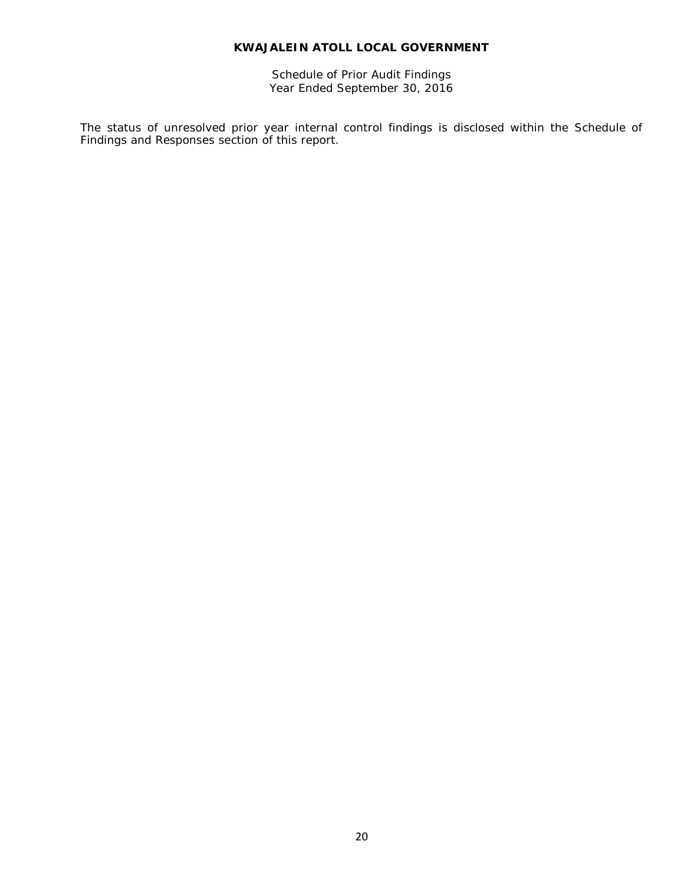# KWAJALEIN ATOLL LOCAL GOVERNMENT

Schedule of Prior Audit Findings
Year Ended September 30, 2016

The status of unresolved prior year internal control findings is disclosed within the Schedule of Findings and Responses section of this report.